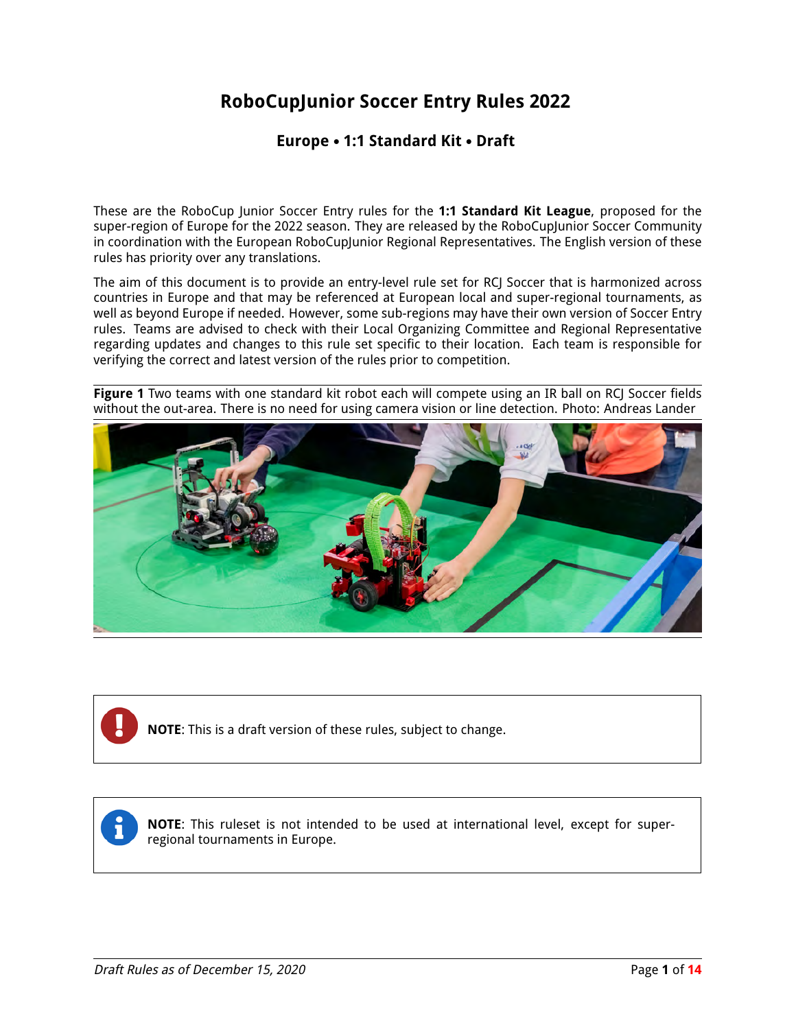# RoboCupJunior Soccer Entry Rules 2022

## Europe • 1:1 Standard Kit • Draft

These are the RoboCup Junior Soccer Entry rules for the **1:1 Standard Kit League**, proposed for the super-region of Europe for the 2022 season. They are released by the RoboCupJunior Soccer Community in coordination with the European RoboCupJunior Regional Representatives. The English version of these rules has priority over any translations.

The aim of this document is to provide an entry-level rule set for RCJ Soccer that is harmonized across countries in Europe and that may be referenced at European local and super-regional tournaments, as well as beyond Europe if needed. However, some sub-regions may have their own version of Soccer Entry rules. Teams are advised to check with their Local Organizing Committee and Regional Representative regarding updates and changes to this rule set specific to their location. Each team is responsible for verifying the correct and latest version of the rules prior to competition.

**Figure 1** Two teams with one standard kit robot each will compete using an IR ball on RCJ Soccer fields without the out-area. There is no need for using camera vision or line detection. Photo: Andreas Lander

**NOTE**: This is a draft version of these rules, subject to change.

**NOTE**: This ruleset is not intended to be used at international level, except for super-regional tournaments in Europe.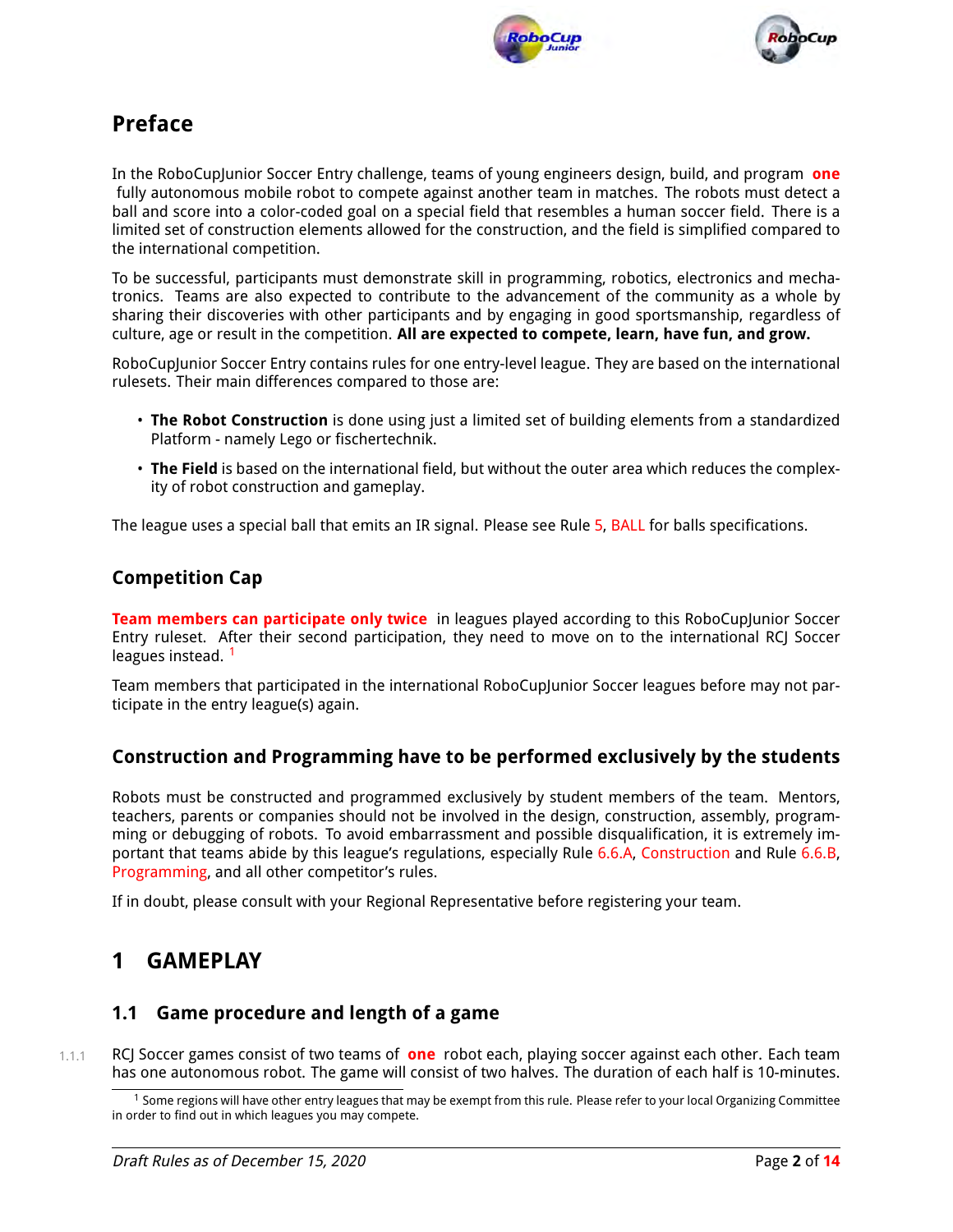## Preface

In the RoboCupJunior Soccer Entry challenge, teams of young engineers design, build, and program **one** fully autonomous mobile robot to compete against another team in matches. The robots must detect a ball and score into a color-coded goal on a special field that resembles a human soccer field. There is a limited set of construction elements allowed for the construction, and the field is simplified compared to the international competition.

To be successful, participants must demonstrate skill in programming, robotics, electronics and mechatronics. Teams are also expected to contribute to the advancement of the community as a whole by sharing their discoveries with other participants and by engaging in good sportsmanship, regardless of culture, age or result in the competition. **All are expected to compete, learn, have fun, and grow.**

RoboCupJunior Soccer Entry contains rules for one entry-level league. They are based on the international rulesets. Their main differences compared to those are:

- **The Robot Construction** is done using just a limited set of building elements from a standardized Platform - namely Lego or fischertechnik.
- **The Field** is based on the international field, but without the outer area which reduces the complexity of robot construction and gameplay.

The league uses a special ball that emits an IR signal. Please see Rule 5, BALL for balls specifications.

### Competition Cap

**Team members can participate only twice** in leagues played according to this RoboCupJunior Soccer Entry ruleset. After their second participation, they need to move on to the international RCJ Soccer leagues instead. [1]

Team members that participated in the international RoboCupJunior Soccer leagues before may not participate in the entry league(s) again.

### Construction and Programming have to be performed exclusively by the students

Robots must be constructed and programmed exclusively by student members of the team. Mentors, teachers, parents or companies should not be involved in the design, construction, assembly, programming or debugging of robots. To avoid embarrassment and possible disqualification, it is extremely important that teams abide by this league's regulations, especially Rule 6.6.A, Construction and Rule 6.6.B, Programming, and all other competitor's rules.

If in doubt, please consult with your Regional Representative before registering your team.

## 1 GAMEPLAY

### 1.1 Game procedure and length of a game

1.1.1 RCJ Soccer games consist of two teams of **one** robot each, playing soccer against each other. Each team has one autonomous robot. The game will consist of two halves. The duration of each half is 10-minutes.

[1] Some regions will have other entry leagues that may be exempt from this rule. Please refer to your local Organizing Committee in order to find out in which leagues you may compete.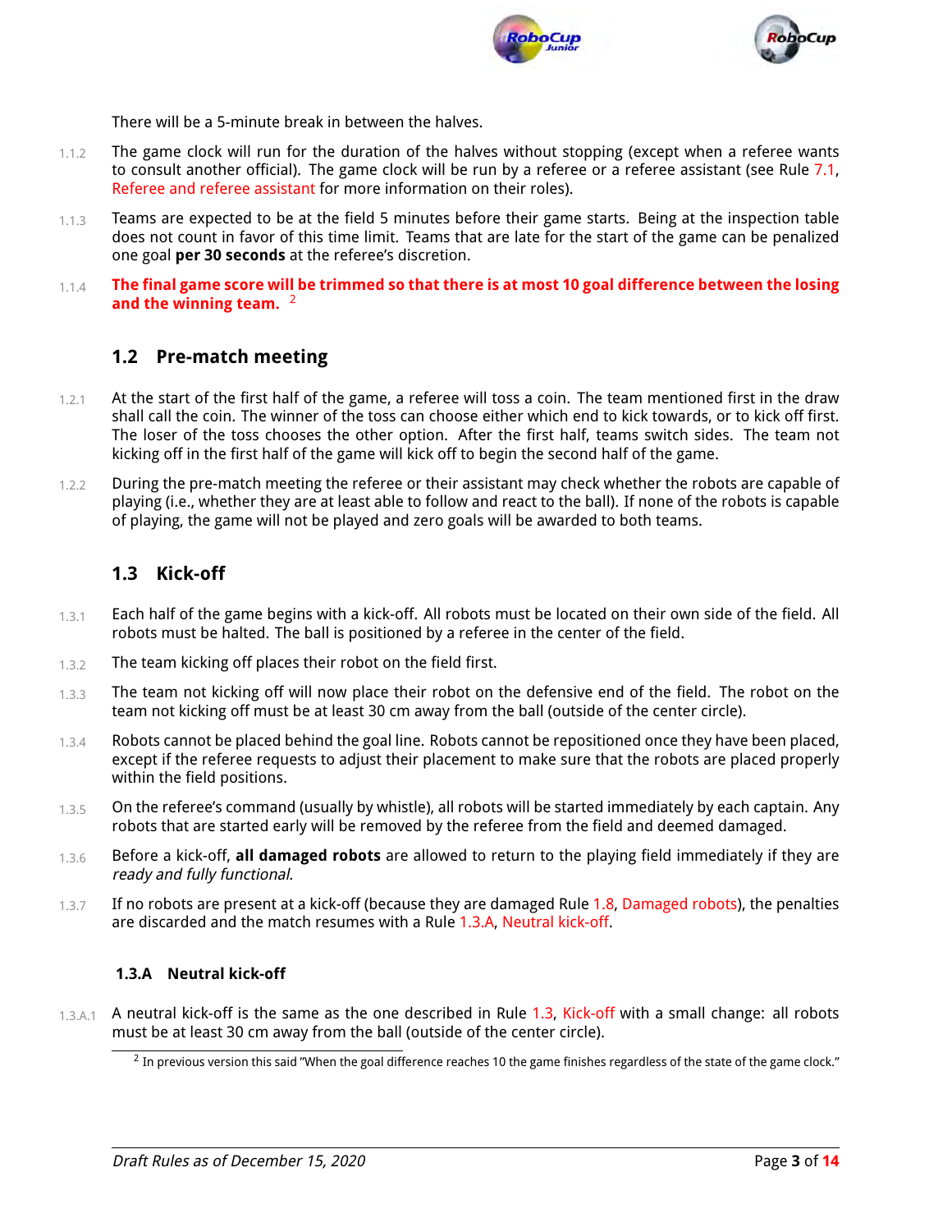There will be a 5-minute break in between the halves.

1.1.2 The game clock will run for the duration of the halves without stopping (except when a referee wants to consult another official). The game clock will be run by a referee or a referee assistant (see Rule 7.1, Referee and referee assistant for more information on their roles).

1.1.3 Teams are expected to be at the field 5 minutes before their game starts. Being at the inspection table does not count in favor of this time limit. Teams that are late for the start of the game can be penalized one goal **per 30 seconds** at the referee's discretion.

1.1.4 **The final game score will be trimmed so that there is at most 10 goal difference between the losing and the winning team.** [2]

## 1.2 Pre-match meeting

1.2.1 At the start of the first half of the game, a referee will toss a coin. The team mentioned first in the draw shall call the coin. The winner of the toss can choose either which end to kick towards, or to kick off first. The loser of the toss chooses the other option. After the first half, teams switch sides. The team not kicking off in the first half of the game will kick off to begin the second half of the game.

1.2.2 During the pre-match meeting the referee or their assistant may check whether the robots are capable of playing (i.e., whether they are at least able to follow and react to the ball). If none of the robots is capable of playing, the game will not be played and zero goals will be awarded to both teams.

## 1.3 Kick-off

1.3.1 Each half of the game begins with a kick-off. All robots must be located on their own side of the field. All robots must be halted. The ball is positioned by a referee in the center of the field.

1.3.2 The team kicking off places their robot on the field first.

1.3.3 The team not kicking off will now place their robot on the defensive end of the field. The robot on the team not kicking off must be at least 30 cm away from the ball (outside of the center circle).

1.3.4 Robots cannot be placed behind the goal line. Robots cannot be repositioned once they have been placed, except if the referee requests to adjust their placement to make sure that the robots are placed properly within the field positions.

1.3.5 On the referee's command (usually by whistle), all robots will be started immediately by each captain. Any robots that are started early will be removed by the referee from the field and deemed damaged.

1.3.6 Before a kick-off, **all damaged robots** are allowed to return to the playing field immediately if they are *ready and fully functional*.

1.3.7 If no robots are present at a kick-off (because they are damaged Rule 1.8, Damaged robots), the penalties are discarded and the match resumes with a Rule 1.3.A, Neutral kick-off.

### 1.3.A Neutral kick-off

1.3.A.1 A neutral kick-off is the same as the one described in Rule 1.3, Kick-off with a small change: all robots must be at least 30 cm away from the ball (outside of the center circle).

[2] In previous version this said "When the goal difference reaches 10 the game finishes regardless of the state of the game clock."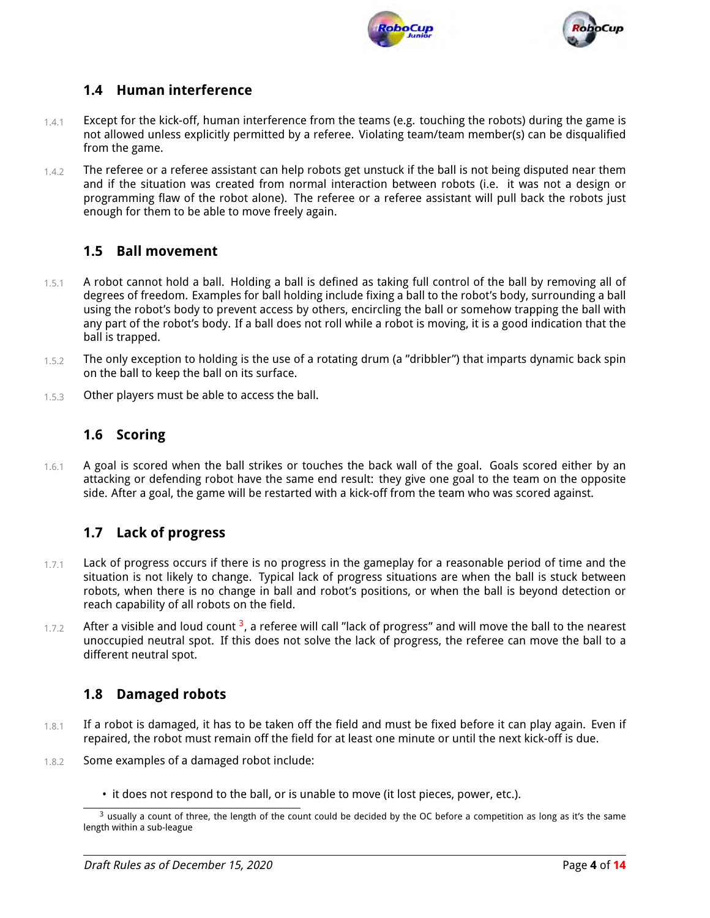## 1.4 Human interference

1.4.1 Except for the kick-off, human interference from the teams (e.g. touching the robots) during the game is not allowed unless explicitly permitted by a referee. Violating team/team member(s) can be disqualified from the game.

1.4.2 The referee or a referee assistant can help robots get unstuck if the ball is not being disputed near them and if the situation was created from normal interaction between robots (i.e. it was not a design or programming flaw of the robot alone). The referee or a referee assistant will pull back the robots just enough for them to be able to move freely again.

## 1.5 Ball movement

1.5.1 A robot cannot hold a ball. Holding a ball is defined as taking full control of the ball by removing all of degrees of freedom. Examples for ball holding include fixing a ball to the robot's body, surrounding a ball using the robot's body to prevent access by others, encircling the ball or somehow trapping the ball with any part of the robot's body. If a ball does not roll while a robot is moving, it is a good indication that the ball is trapped.

1.5.2 The only exception to holding is the use of a rotating drum (a "dribbler") that imparts dynamic back spin on the ball to keep the ball on its surface.

1.5.3 Other players must be able to access the ball.

## 1.6 Scoring

1.6.1 A goal is scored when the ball strikes or touches the back wall of the goal. Goals scored either by an attacking or defending robot have the same end result: they give one goal to the team on the opposite side. After a goal, the game will be restarted with a kick-off from the team who was scored against.

## 1.7 Lack of progress

1.7.1 Lack of progress occurs if there is no progress in the gameplay for a reasonable period of time and the situation is not likely to change. Typical lack of progress situations are when the ball is stuck between robots, when there is no change in ball and robot's positions, or when the ball is beyond detection or reach capability of all robots on the field.

1.7.2 After a visible and loud count [3], a referee will call "lack of progress" and will move the ball to the nearest unoccupied neutral spot. If this does not solve the lack of progress, the referee can move the ball to a different neutral spot.

## 1.8 Damaged robots

1.8.1 If a robot is damaged, it has to be taken off the field and must be fixed before it can play again. Even if repaired, the robot must remain off the field for at least one minute or until the next kick-off is due.

1.8.2 Some examples of a damaged robot include:

- it does not respond to the ball, or is unable to move (it lost pieces, power, etc.).

[3] usually a count of three, the length of the count could be decided by the OC before a competition as long as it's the same length within a sub-league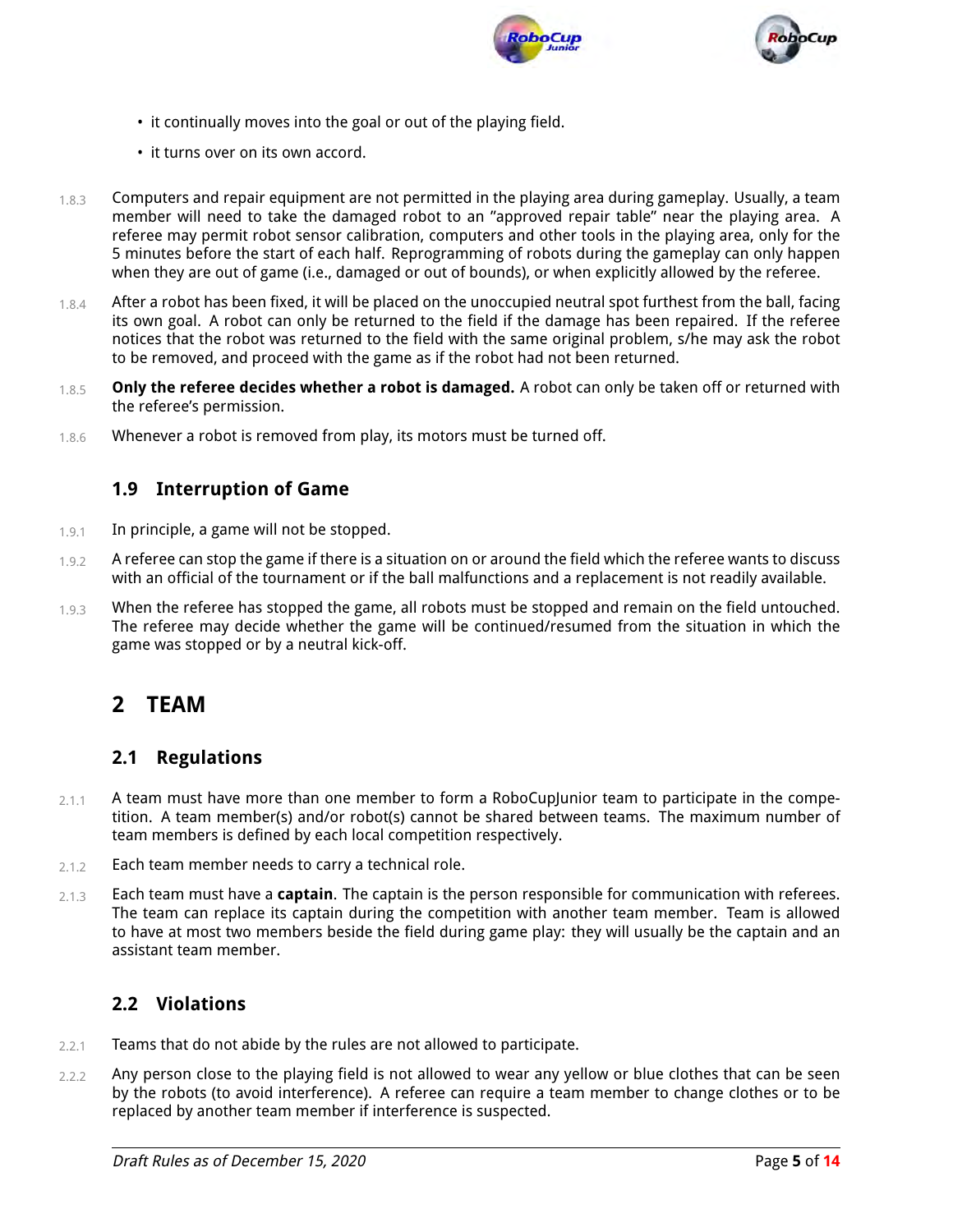- it continually moves into the goal or out of the playing field.
- it turns over on its own accord.

1.8.3 Computers and repair equipment are not permitted in the playing area during gameplay. Usually, a team member will need to take the damaged robot to an "approved repair table" near the playing area. A referee may permit robot sensor calibration, computers and other tools in the playing area, only for the 5 minutes before the start of each half. Reprogramming of robots during the gameplay can only happen when they are out of game (i.e., damaged or out of bounds), or when explicitly allowed by the referee.

1.8.4 After a robot has been fixed, it will be placed on the unoccupied neutral spot furthest from the ball, facing its own goal. A robot can only be returned to the field if the damage has been repaired. If the referee notices that the robot was returned to the field with the same original problem, s/he may ask the robot to be removed, and proceed with the game as if the robot had not been returned.

1.8.5 **Only the referee decides whether a robot is damaged.** A robot can only be taken off or returned with the referee's permission.

1.8.6 Whenever a robot is removed from play, its motors must be turned off.

### 1.9 Interruption of Game

1.9.1 In principle, a game will not be stopped.

1.9.2 A referee can stop the game if there is a situation on or around the field which the referee wants to discuss with an official of the tournament or if the ball malfunctions and a replacement is not readily available.

1.9.3 When the referee has stopped the game, all robots must be stopped and remain on the field untouched. The referee may decide whether the game will be continued/resumed from the situation in which the game was stopped or by a neutral kick-off.

## 2 TEAM

### 2.1 Regulations

2.1.1 A team must have more than one member to form a RoboCupJunior team to participate in the competition. A team member(s) and/or robot(s) cannot be shared between teams. The maximum number of team members is defined by each local competition respectively.

2.1.2 Each team member needs to carry a technical role.

2.1.3 Each team must have a **captain**. The captain is the person responsible for communication with referees. The team can replace its captain during the competition with another team member. Team is allowed to have at most two members beside the field during game play: they will usually be the captain and an assistant team member.

### 2.2 Violations

2.2.1 Teams that do not abide by the rules are not allowed to participate.

2.2.2 Any person close to the playing field is not allowed to wear any yellow or blue clothes that can be seen by the robots (to avoid interference). A referee can require a team member to change clothes or to be replaced by another team member if interference is suspected.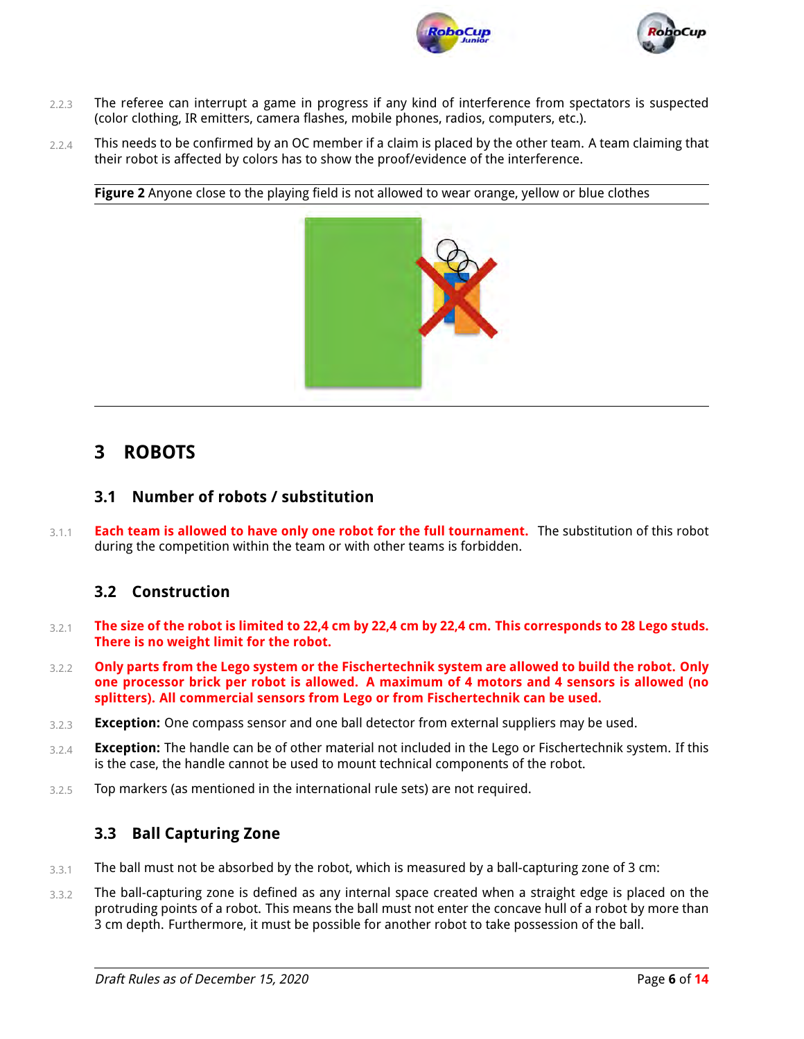2.2.3 The referee can interrupt a game in progress if any kind of interference from spectators is suspected (color clothing, IR emitters, camera flashes, mobile phones, radios, computers, etc.).

2.2.4 This needs to be confirmed by an OC member if a claim is placed by the other team. A team claiming that their robot is affected by colors has to show the proof/evidence of the interference.

**Figure 2** Anyone close to the playing field is not allowed to wear orange, yellow or blue clothes

# 3 ROBOTS

## 3.1 Number of robots / substitution

3.1.1 **Each team is allowed to have only one robot for the full tournament.** The substitution of this robot during the competition within the team or with other teams is forbidden.

## 3.2 Construction

3.2.1 **The size of the robot is limited to 22,4 cm by 22,4 cm by 22,4 cm. This corresponds to 28 Lego studs. There is no weight limit for the robot.**

3.2.2 **Only parts from the Lego system or the Fischertechnik system are allowed to build the robot. Only one processor brick per robot is allowed. A maximum of 4 motors and 4 sensors is allowed (no splitters). All commercial sensors from Lego or from Fischertechnik can be used.**

3.2.3 **Exception:** One compass sensor and one ball detector from external suppliers may be used.

3.2.4 **Exception:** The handle can be of other material not included in the Lego or Fischertechnik system. If this is the case, the handle cannot be used to mount technical components of the robot.

3.2.5 Top markers (as mentioned in the international rule sets) are not required.

## 3.3 Ball Capturing Zone

3.3.1 The ball must not be absorbed by the robot, which is measured by a ball-capturing zone of 3 cm:

3.3.2 The ball-capturing zone is defined as any internal space created when a straight edge is placed on the protruding points of a robot. This means the ball must not enter the concave hull of a robot by more than 3 cm depth. Furthermore, it must be possible for another robot to take possession of the ball.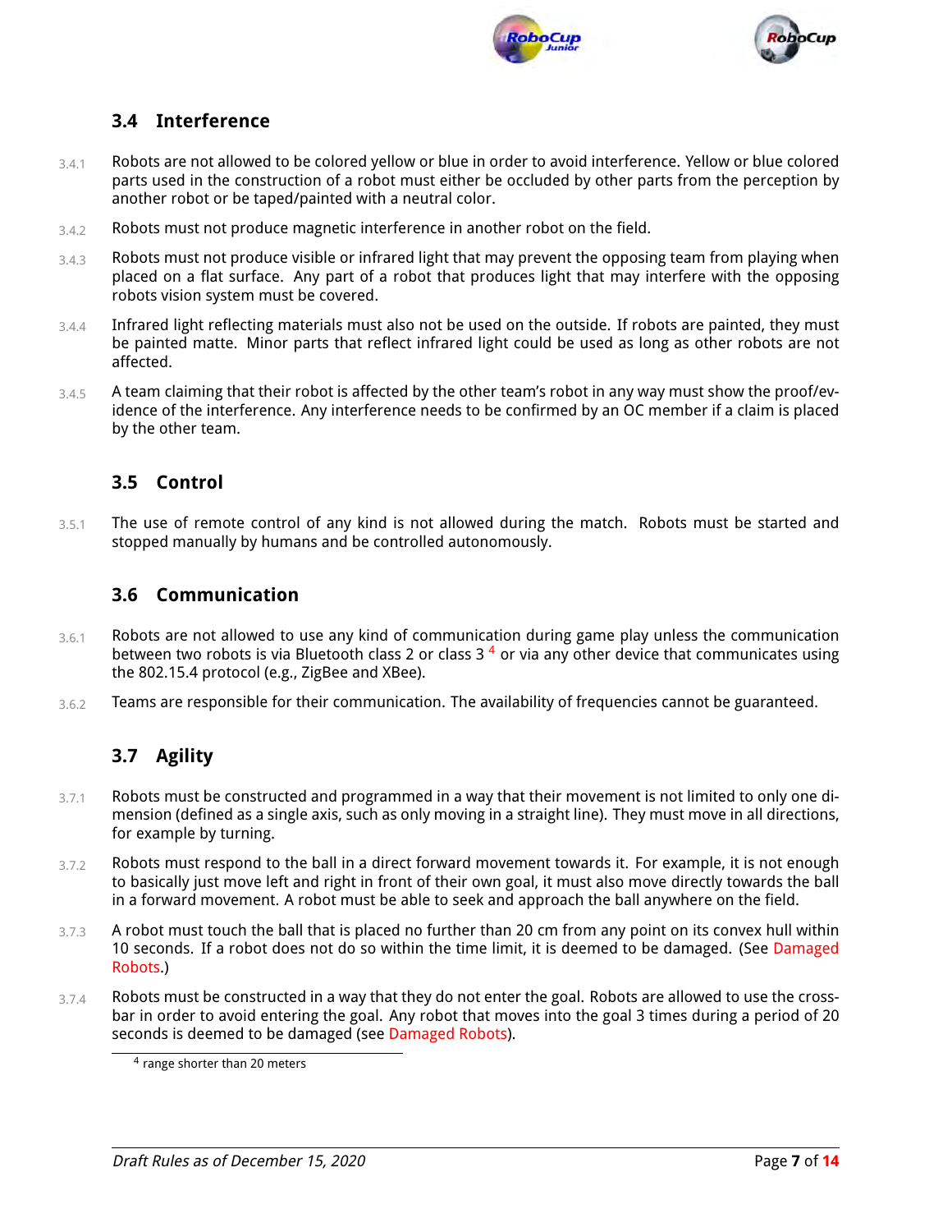### 3.4 Interference

3.4.1 Robots are not allowed to be colored yellow or blue in order to avoid interference. Yellow or blue colored parts used in the construction of a robot must either be occluded by other parts from the perception by another robot or be taped/painted with a neutral color.

3.4.2 Robots must not produce magnetic interference in another robot on the field.

3.4.3 Robots must not produce visible or infrared light that may prevent the opposing team from playing when placed on a flat surface. Any part of a robot that produces light that may interfere with the opposing robots vision system must be covered.

3.4.4 Infrared light reflecting materials must also not be used on the outside. If robots are painted, they must be painted matte. Minor parts that reflect infrared light could be used as long as other robots are not affected.

3.4.5 A team claiming that their robot is affected by the other team's robot in any way must show the proof/evidence of the interference. Any interference needs to be confirmed by an OC member if a claim is placed by the other team.

### 3.5 Control

3.5.1 The use of remote control of any kind is not allowed during the match. Robots must be started and stopped manually by humans and be controlled autonomously.

### 3.6 Communication

3.6.1 Robots are not allowed to use any kind of communication during game play unless the communication between two robots is via Bluetooth class 2 or class 3 [4] or via any other device that communicates using the 802.15.4 protocol (e.g., ZigBee and XBee).

3.6.2 Teams are responsible for their communication. The availability of frequencies cannot be guaranteed.

### 3.7 Agility

3.7.1 Robots must be constructed and programmed in a way that their movement is not limited to only one dimension (defined as a single axis, such as only moving in a straight line). They must move in all directions, for example by turning.

3.7.2 Robots must respond to the ball in a direct forward movement towards it. For example, it is not enough to basically just move left and right in front of their own goal, it must also move directly towards the ball in a forward movement. A robot must be able to seek and approach the ball anywhere on the field.

3.7.3 A robot must touch the ball that is placed no further than 20 cm from any point on its convex hull within 10 seconds. If a robot does not do so within the time limit, it is deemed to be damaged. (See Damaged Robots.)

3.7.4 Robots must be constructed in a way that they do not enter the goal. Robots are allowed to use the crossbar in order to avoid entering the goal. Any robot that moves into the goal 3 times during a period of 20 seconds is deemed to be damaged (see Damaged Robots).

[4] range shorter than 20 meters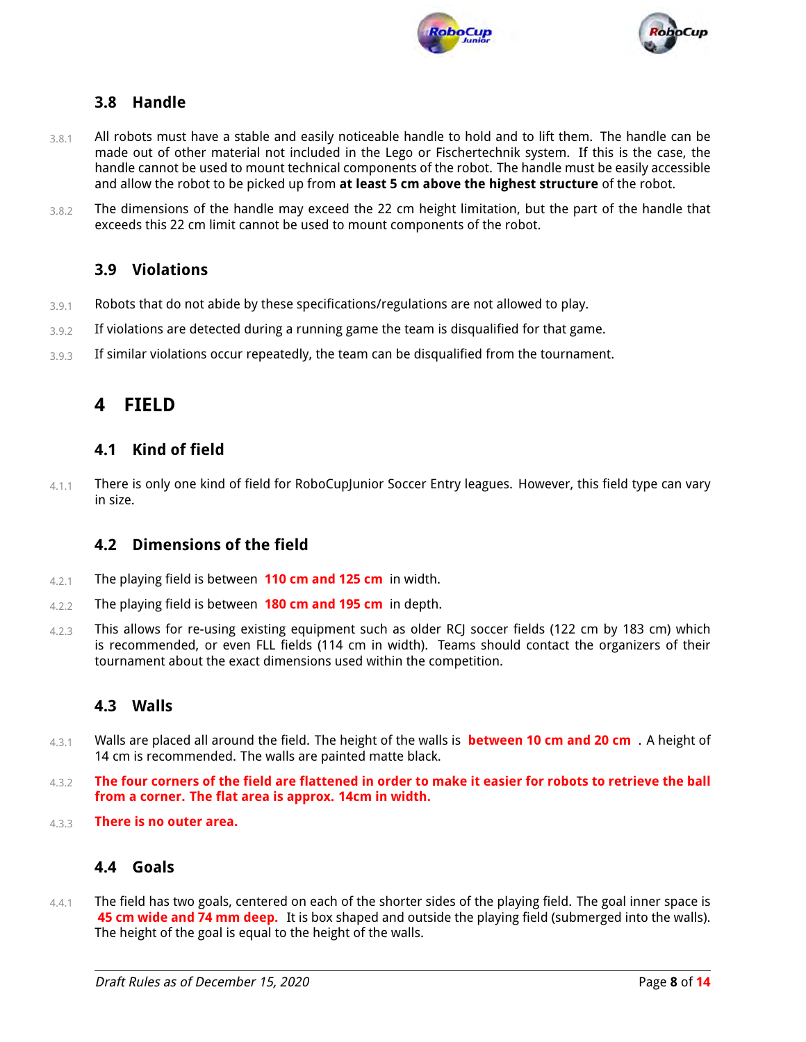### 3.8 Handle

3.8.1 All robots must have a stable and easily noticeable handle to hold and to lift them. The handle can be made out of other material not included in the Lego or Fischertechnik system. If this is the case, the handle cannot be used to mount technical components of the robot. The handle must be easily accessible and allow the robot to be picked up from **at least 5 cm above the highest structure** of the robot.

3.8.2 The dimensions of the handle may exceed the 22 cm height limitation, but the part of the handle that exceeds this 22 cm limit cannot be used to mount components of the robot.

### 3.9 Violations

3.9.1 Robots that do not abide by these specifications/regulations are not allowed to play.

3.9.2 If violations are detected during a running game the team is disqualified for that game.

3.9.3 If similar violations occur repeatedly, the team can be disqualified from the tournament.

## 4 FIELD

### 4.1 Kind of field

4.1.1 There is only one kind of field for RoboCupJunior Soccer Entry leagues. However, this field type can vary in size.

### 4.2 Dimensions of the field

4.2.1 The playing field is between **110 cm and 125 cm** in width.

4.2.2 The playing field is between **180 cm and 195 cm** in depth.

4.2.3 This allows for re-using existing equipment such as older RCJ soccer fields (122 cm by 183 cm) which is recommended, or even FLL fields (114 cm in width). Teams should contact the organizers of their tournament about the exact dimensions used within the competition.

### 4.3 Walls

4.3.1 Walls are placed all around the field. The height of the walls is **between 10 cm and 20 cm**. A height of 14 cm is recommended. The walls are painted matte black.

4.3.2 **The four corners of the field are flattened in order to make it easier for robots to retrieve the ball from a corner. The flat area is approx. 14cm in width.**

4.3.3 **There is no outer area.**

### 4.4 Goals

4.4.1 The field has two goals, centered on each of the shorter sides of the playing field. The goal inner space is **45 cm wide and 74 mm deep.** It is box shaped and outside the playing field (submerged into the walls). The height of the goal is equal to the height of the walls.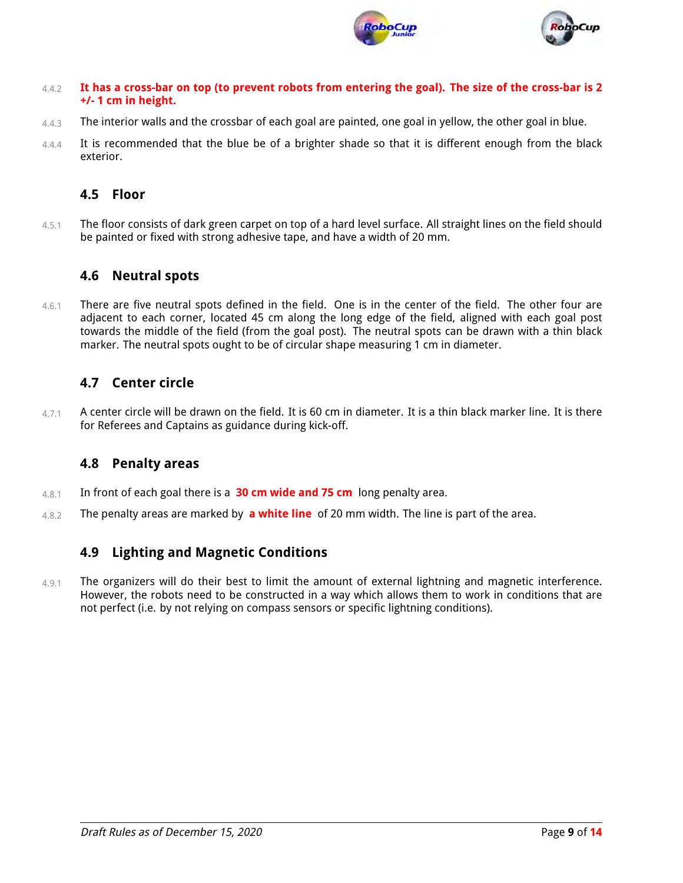4.4.2 **It has a cross-bar on top (to prevent robots from entering the goal). The size of the cross-bar is 2 +/- 1 cm in height.**

4.4.3 The interior walls and the crossbar of each goal are painted, one goal in yellow, the other goal in blue.

4.4.4 It is recommended that the blue be of a brighter shade so that it is different enough from the black exterior.

## 4.5 Floor

4.5.1 The floor consists of dark green carpet on top of a hard level surface. All straight lines on the field should be painted or fixed with strong adhesive tape, and have a width of 20 mm.

## 4.6 Neutral spots

4.6.1 There are five neutral spots defined in the field. One is in the center of the field. The other four are adjacent to each corner, located 45 cm along the long edge of the field, aligned with each goal post towards the middle of the field (from the goal post). The neutral spots can be drawn with a thin black marker. The neutral spots ought to be of circular shape measuring 1 cm in diameter.

## 4.7 Center circle

4.7.1 A center circle will be drawn on the field. It is 60 cm in diameter. It is a thin black marker line. It is there for Referees and Captains as guidance during kick-off.

## 4.8 Penalty areas

4.8.1 In front of each goal there is a **30 cm wide and 75 cm** long penalty area.

4.8.2 The penalty areas are marked by **a white line** of 20 mm width. The line is part of the area.

## 4.9 Lighting and Magnetic Conditions

4.9.1 The organizers will do their best to limit the amount of external lightning and magnetic interference. However, the robots need to be constructed in a way which allows them to work in conditions that are not perfect (i.e. by not relying on compass sensors or specific lightning conditions).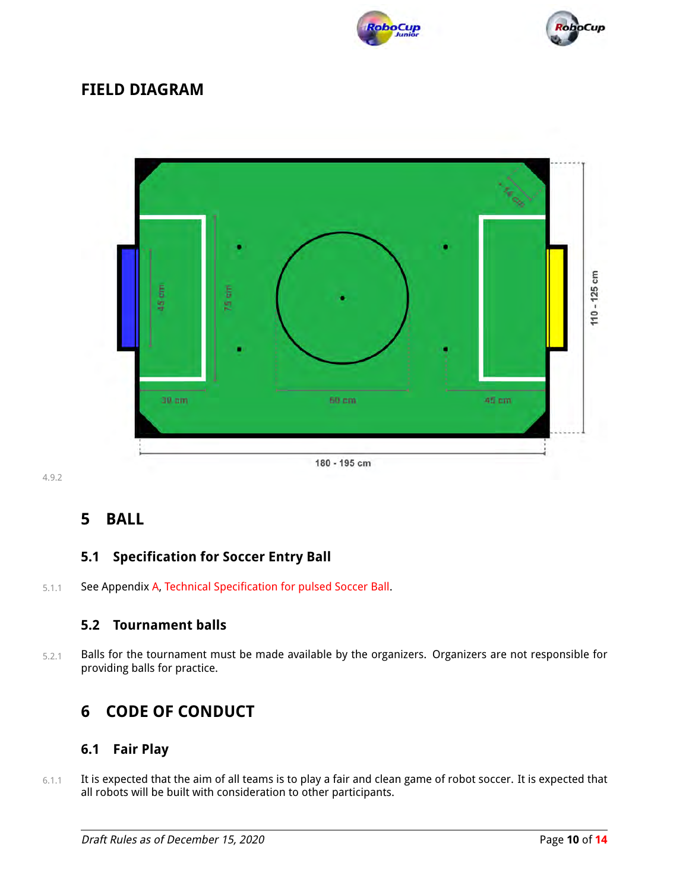### FIELD DIAGRAM

4.9.2

# 5 BALL

## 5.1 Specification for Soccer Entry Ball

5.1.1 See Appendix A, Technical Specification for pulsed Soccer Ball.

## 5.2 Tournament balls

5.2.1 Balls for the tournament must be made available by the organizers. Organizers are not responsible for providing balls for practice.

# 6 CODE OF CONDUCT

## 6.1 Fair Play

6.1.1 It is expected that the aim of all teams is to play a fair and clean game of robot soccer. It is expected that all robots will be built with consideration to other participants.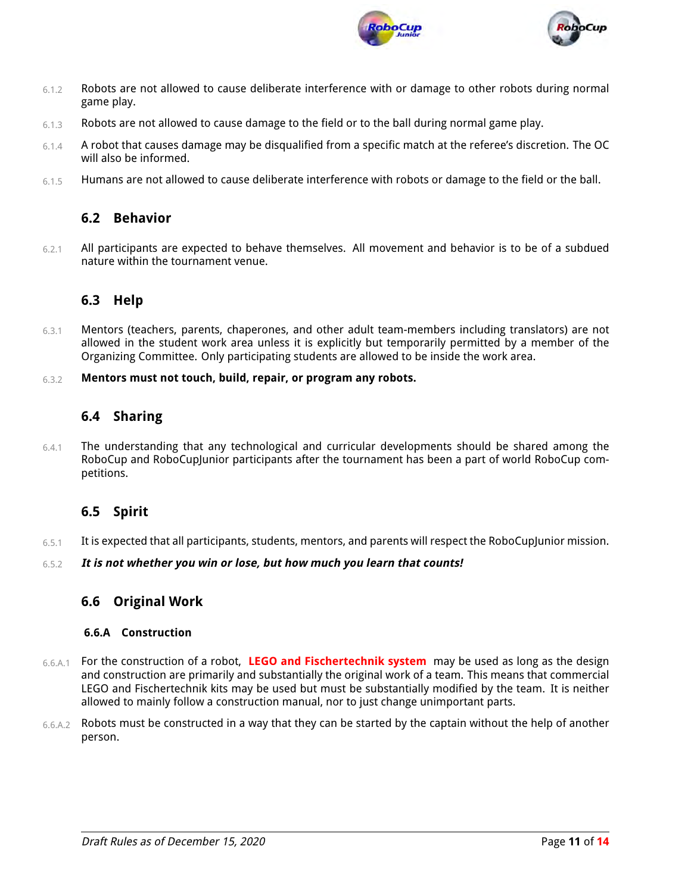6.1.2 Robots are not allowed to cause deliberate interference with or damage to other robots during normal game play.

6.1.3 Robots are not allowed to cause damage to the field or to the ball during normal game play.

6.1.4 A robot that causes damage may be disqualified from a specific match at the referee's discretion. The OC will also be informed.

6.1.5 Humans are not allowed to cause deliberate interference with robots or damage to the field or the ball.

## 6.2 Behavior

6.2.1 All participants are expected to behave themselves. All movement and behavior is to be of a subdued nature within the tournament venue.

## 6.3 Help

6.3.1 Mentors (teachers, parents, chaperones, and other adult team-members including translators) are not allowed in the student work area unless it is explicitly but temporarily permitted by a member of the Organizing Committee. Only participating students are allowed to be inside the work area.

6.3.2 **Mentors must not touch, build, repair, or program any robots.**

## 6.4 Sharing

6.4.1 The understanding that any technological and curricular developments should be shared among the RoboCup and RoboCupJunior participants after the tournament has been a part of world RoboCup competitions.

## 6.5 Spirit

6.5.1 It is expected that all participants, students, mentors, and parents will respect the RoboCupJunior mission.

6.5.2 ***It is not whether you win or lose, but how much you learn that counts!***

## 6.6 Original Work

### 6.6.A Construction

6.6.A.1 For the construction of a robot, **LEGO and Fischertechnik system** may be used as long as the design and construction are primarily and substantially the original work of a team. This means that commercial LEGO and Fischertechnik kits may be used but must be substantially modified by the team. It is neither allowed to mainly follow a construction manual, nor to just change unimportant parts.

6.6.A.2 Robots must be constructed in a way that they can be started by the captain without the help of another person.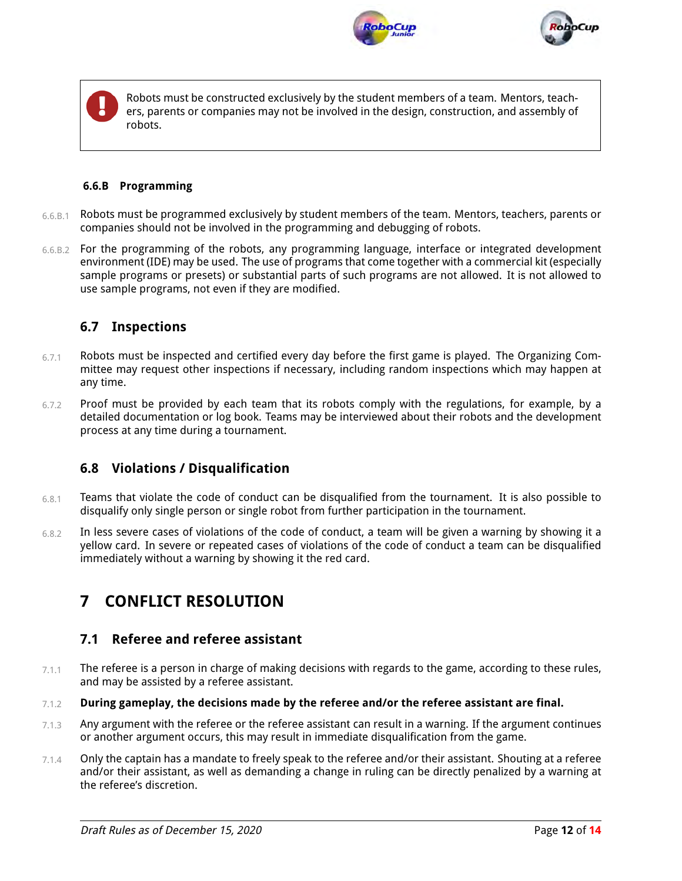> Robots must be constructed exclusively by the student members of a team. Mentors, teachers, parents or companies may not be involved in the design, construction, and assembly of robots.

#### 6.6.B Programming

6.6.B.1 Robots must be programmed exclusively by student members of the team. Mentors, teachers, parents or companies should not be involved in the programming and debugging of robots.

6.6.B.2 For the programming of the robots, any programming language, interface or integrated development environment (IDE) may be used. The use of programs that come together with a commercial kit (especially sample programs or presets) or substantial parts of such programs are not allowed. It is not allowed to use sample programs, not even if they are modified.

### 6.7 Inspections

6.7.1 Robots must be inspected and certified every day before the first game is played. The Organizing Committee may request other inspections if necessary, including random inspections which may happen at any time.

6.7.2 Proof must be provided by each team that its robots comply with the regulations, for example, by a detailed documentation or log book. Teams may be interviewed about their robots and the development process at any time during a tournament.

### 6.8 Violations / Disqualification

6.8.1 Teams that violate the code of conduct can be disqualified from the tournament. It is also possible to disqualify only single person or single robot from further participation in the tournament.

6.8.2 In less severe cases of violations of the code of conduct, a team will be given a warning by showing it a yellow card. In severe or repeated cases of violations of the code of conduct a team can be disqualified immediately without a warning by showing it the red card.

## 7 CONFLICT RESOLUTION

### 7.1 Referee and referee assistant

7.1.1 The referee is a person in charge of making decisions with regards to the game, according to these rules, and may be assisted by a referee assistant.

7.1.2 **During gameplay, the decisions made by the referee and/or the referee assistant are final.**

7.1.3 Any argument with the referee or the referee assistant can result in a warning. If the argument continues or another argument occurs, this may result in immediate disqualification from the game.

7.1.4 Only the captain has a mandate to freely speak to the referee and/or their assistant. Shouting at a referee and/or their assistant, as well as demanding a change in ruling can be directly penalized by a warning at the referee's discretion.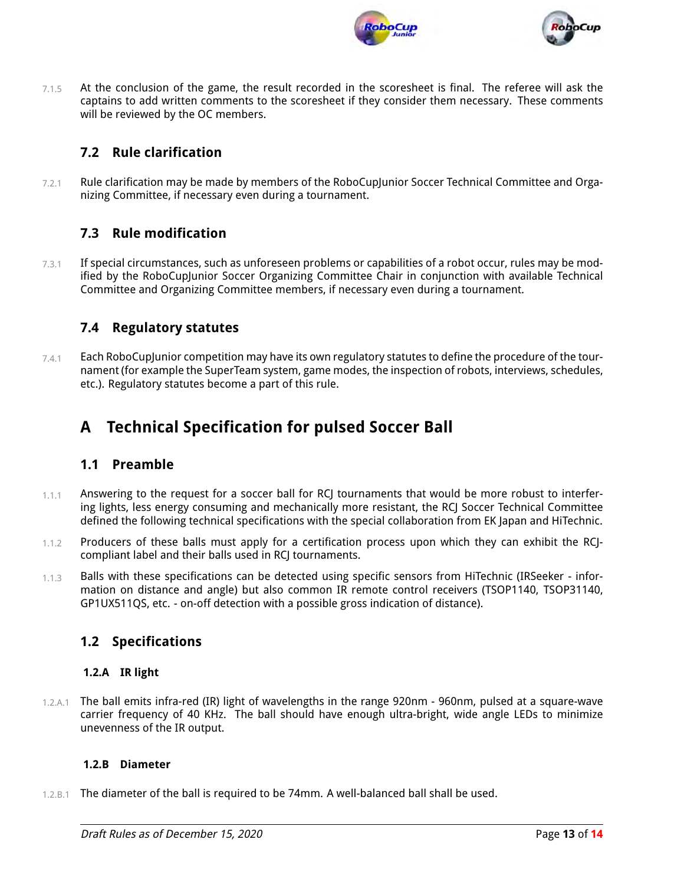7.1.5 At the conclusion of the game, the result recorded in the scoresheet is final. The referee will ask the captains to add written comments to the scoresheet if they consider them necessary. These comments will be reviewed by the OC members.

### 7.2 Rule clarification

7.2.1 Rule clarification may be made by members of the RoboCupJunior Soccer Technical Committee and Organizing Committee, if necessary even during a tournament.

### 7.3 Rule modification

7.3.1 If special circumstances, such as unforeseen problems or capabilities of a robot occur, rules may be modified by the RoboCupJunior Soccer Organizing Committee Chair in conjunction with available Technical Committee and Organizing Committee members, if necessary even during a tournament.

### 7.4 Regulatory statutes

7.4.1 Each RoboCupJunior competition may have its own regulatory statutes to define the procedure of the tournament (for example the SuperTeam system, game modes, the inspection of robots, interviews, schedules, etc.). Regulatory statutes become a part of this rule.

## A Technical Specification for pulsed Soccer Ball

### 1.1 Preamble

1.1.1 Answering to the request for a soccer ball for RCJ tournaments that would be more robust to interfering lights, less energy consuming and mechanically more resistant, the RCJ Soccer Technical Committee defined the following technical specifications with the special collaboration from EK Japan and HiTechnic.

1.1.2 Producers of these balls must apply for a certification process upon which they can exhibit the RCJ-compliant label and their balls used in RCJ tournaments.

1.1.3 Balls with these specifications can be detected using specific sensors from HiTechnic (IRSeeker - information on distance and angle) but also common IR remote control receivers (TSOP1140, TSOP31140, GP1UX511QS, etc. - on-off detection with a possible gross indication of distance).

### 1.2 Specifications

#### 1.2.A IR light

1.2.A.1 The ball emits infra-red (IR) light of wavelengths in the range 920nm - 960nm, pulsed at a square-wave carrier frequency of 40 KHz. The ball should have enough ultra-bright, wide angle LEDs to minimize unevenness of the IR output.

#### 1.2.B Diameter

1.2.B.1 The diameter of the ball is required to be 74mm. A well-balanced ball shall be used.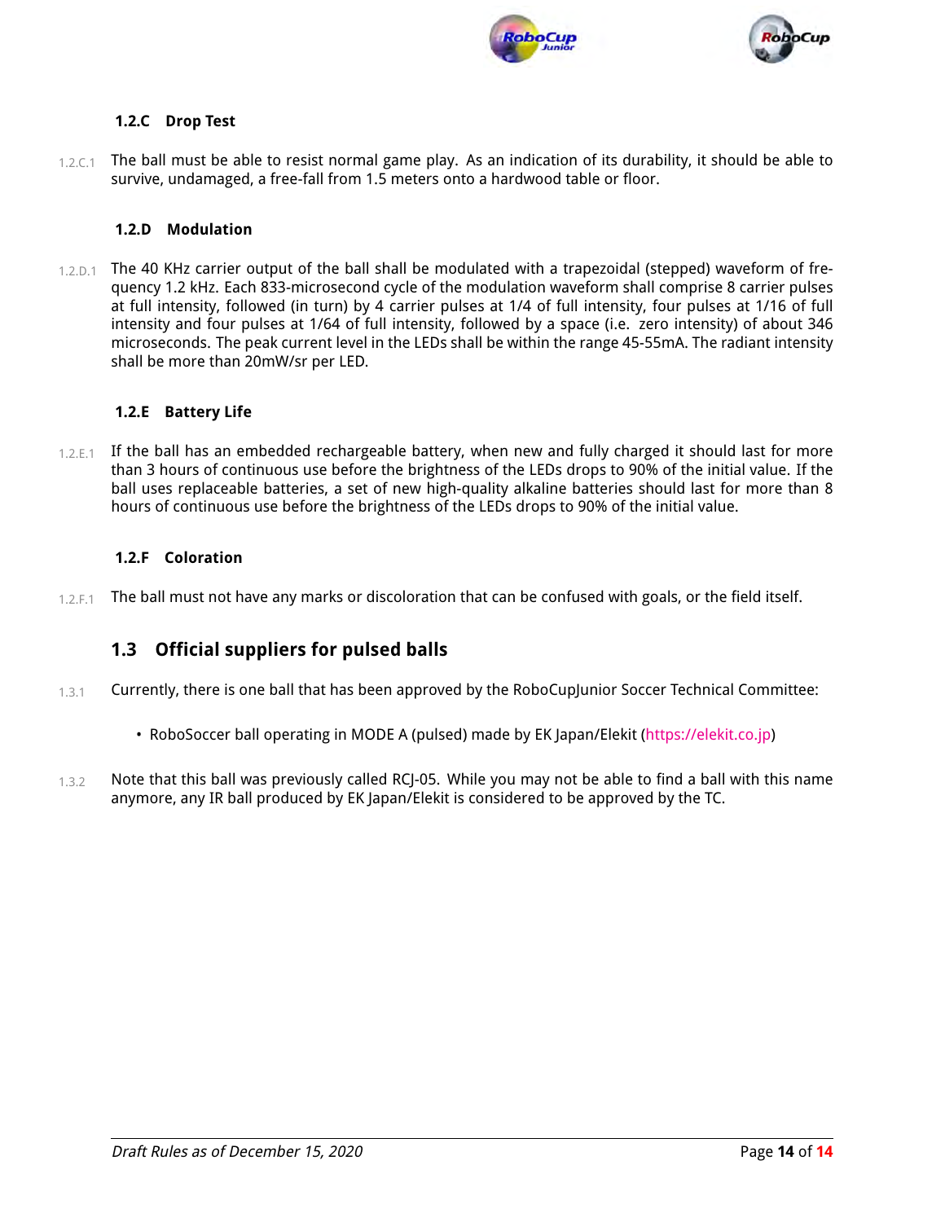### 1.2.C Drop Test

1.2.C.1 The ball must be able to resist normal game play. As an indication of its durability, it should be able to survive, undamaged, a free-fall from 1.5 meters onto a hardwood table or floor.

### 1.2.D Modulation

1.2.D.1 The 40 KHz carrier output of the ball shall be modulated with a trapezoidal (stepped) waveform of frequency 1.2 kHz. Each 833-microsecond cycle of the modulation waveform shall comprise 8 carrier pulses at full intensity, followed (in turn) by 4 carrier pulses at 1/4 of full intensity, four pulses at 1/16 of full intensity and four pulses at 1/64 of full intensity, followed by a space (i.e. zero intensity) of about 346 microseconds. The peak current level in the LEDs shall be within the range 45-55mA. The radiant intensity shall be more than 20mW/sr per LED.

### 1.2.E Battery Life

1.2.E.1 If the ball has an embedded rechargeable battery, when new and fully charged it should last for more than 3 hours of continuous use before the brightness of the LEDs drops to 90% of the initial value. If the ball uses replaceable batteries, a set of new high-quality alkaline batteries should last for more than 8 hours of continuous use before the brightness of the LEDs drops to 90% of the initial value.

### 1.2.F Coloration

1.2.F.1 The ball must not have any marks or discoloration that can be confused with goals, or the field itself.

## 1.3 Official suppliers for pulsed balls

1.3.1 Currently, there is one ball that has been approved by the RoboCupJunior Soccer Technical Committee:

- RoboSoccer ball operating in MODE A (pulsed) made by EK Japan/Elekit (https://elekit.co.jp)

1.3.2 Note that this ball was previously called RCJ-05. While you may not be able to find a ball with this name anymore, any IR ball produced by EK Japan/Elekit is considered to be approved by the TC.